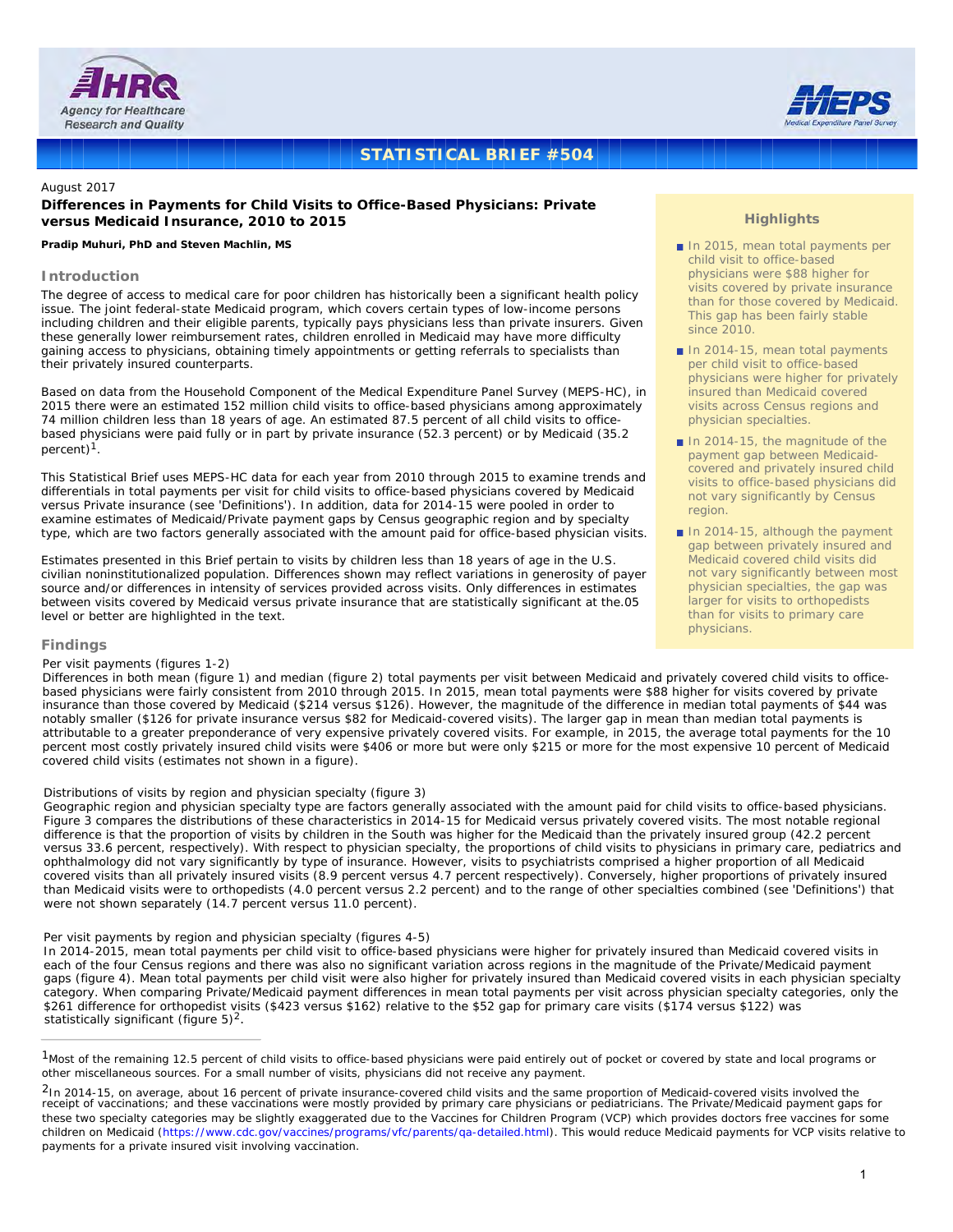# STATISTICAL BRIEF #504

August 2017

**Differences in Payments for Child Visits to Office-Based Physicians: Private versus Medicaid Insurance, 2010 to 2015**

**Pradip Muhuri, PhD and Steven Machlin, MS**

## Highlights

- In 2015, mean total payments per child visit to office-based physicians were $88 higher for visits covered by private insurance than for those covered by Medicaid. This gap has been fairly stable since 2010.
- In 2014-15, mean total payments per child visit to office-based physicians were higher for privately insured than Medicaid covered visits across Census regions and physician specialties.
- In 2014-15, the magnitude of the payment gap between Medicaid-covered and privately insured child visits to office-based physicians did not vary significantly by Census region.
- In 2014-15, although the payment gap between privately insured and Medicaid covered child visits did not vary significantly between most physician specialties, the gap was larger for visits to orthopedists than for visits to primary care physicians.

## Introduction

The degree of access to medical care for poor children has historically been a significant health policy issue. The joint federal-state Medicaid program, which covers certain types of low-income persons including children and their eligible parents, typically pays physicians less than private insurers. Given these generally lower reimbursement rates, children enrolled in Medicaid may have more difficulty gaining access to physicians, obtaining timely appointments or getting referrals to specialists than their privately insured counterparts.

Based on data from the Household Component of the Medical Expenditure Panel Survey (MEPS-HC), in 2015 there were an estimated 152 million child visits to office-based physicians among approximately 74 million children less than 18 years of age. An estimated 87.5 percent of all child visits to office-based physicians were paid fully or in part by private insurance (52.3 percent) or by Medicaid (35.2 percent)[1].

This Statistical Brief uses MEPS-HC data for each year from 2010 through 2015 to examine trends and differentials in total payments per visit for child visits to office-based physicians covered by Medicaid versus Private insurance (see 'Definitions'). In addition, data for 2014-15 were pooled in order to examine estimates of Medicaid/Private payment gaps by Census geographic region and by specialty type, which are two factors generally associated with the amount paid for office-based physician visits.

Estimates presented in this Brief pertain to visits by children less than 18 years of age in the U.S. civilian noninstitutionalized population. Differences shown may reflect variations in generosity of payer source and/or differences in intensity of services provided across visits. Only differences in estimates between visits covered by Medicaid versus private insurance that are statistically significant at the.05 level or better are highlighted in the text.

## Findings

### Per visit payments (figures 1-2)

Differences in both mean (figure 1) and median (figure 2) total payments per visit between Medicaid and privately covered child visits to office-based physicians were fairly consistent from 2010 through 2015. In 2015, mean total payments were $88 higher for visits covered by private insurance than those covered by Medicaid ($214 versus $126). However, the magnitude of the difference in median total payments of $44 was notably smaller ($126 for private insurance versus $82 for Medicaid-covered visits). The larger gap in mean than median total payments is attributable to a greater preponderance of very expensive privately covered visits. For example, in 2015, the average total payments for the 10 percent most costly privately insured child visits were $406 or more but were only $215 or more for the most expensive 10 percent of Medicaid covered child visits (estimates not shown in a figure).

### Distributions of visits by region and physician specialty (figure 3)

Geographic region and physician specialty type are factors generally associated with the amount paid for child visits to office-based physicians. Figure 3 compares the distributions of these characteristics in 2014-15 for Medicaid versus privately covered visits. The most notable regional difference is that the proportion of visits by children in the South was higher for the Medicaid than the privately insured group (42.2 percent versus 33.6 percent, respectively). With respect to physician specialty, the proportions of child visits to physicians in primary care, pediatrics and ophthalmology did not vary significantly by type of insurance. However, visits to psychiatrists comprised a higher proportion of all Medicaid covered visits than all privately insured visits (8.9 percent versus 4.7 percent respectively). Conversely, higher proportions of privately insured than Medicaid visits were to orthopedists (4.0 percent versus 2.2 percent) and to the range of other specialties combined (see 'Definitions') that were not shown separately (14.7 percent versus 11.0 percent).

### Per visit payments by region and physician specialty (figures 4-5)

In 2014-2015, mean total payments per child visit to office-based physicians were higher for privately insured than Medicaid covered visits in each of the four Census regions and there was also no significant variation across regions in the magnitude of the Private/Medicaid payment gaps (figure 4). Mean total payments per child visit were also higher for privately insured than Medicaid covered visits in each physician specialty category. When comparing Private/Medicaid payment differences in mean total payments per visit across physician specialty categories, only the $261 difference for orthopedist visits ($423 versus $162) relative to the $52 gap for primary care visits ($174 versus $122) was statistically significant (figure 5)[2].

---

[1] Most of the remaining 12.5 percent of child visits to office-based physicians were paid entirely out of pocket or covered by state and local programs or other miscellaneous sources. For a small number of visits, physicians did not receive any payment.

[2] In 2014-15, on average, about 16 percent of private insurance-covered child visits and the same proportion of Medicaid-covered visits involved the receipt of vaccinations; and these vaccinations were mostly provided by primary care physicians or pediatricians. The Private/Medicaid payment gaps for these two specialty categories may be slightly exaggerated due to the Vaccines for Children Program (VCP) which provides doctors free vaccines for some children on Medicaid (https://www.cdc.gov/vaccines/programs/vfc/parents/qa-detailed.html). This would reduce Medicaid payments for VCP visits relative to payments for a private insured visit involving vaccination.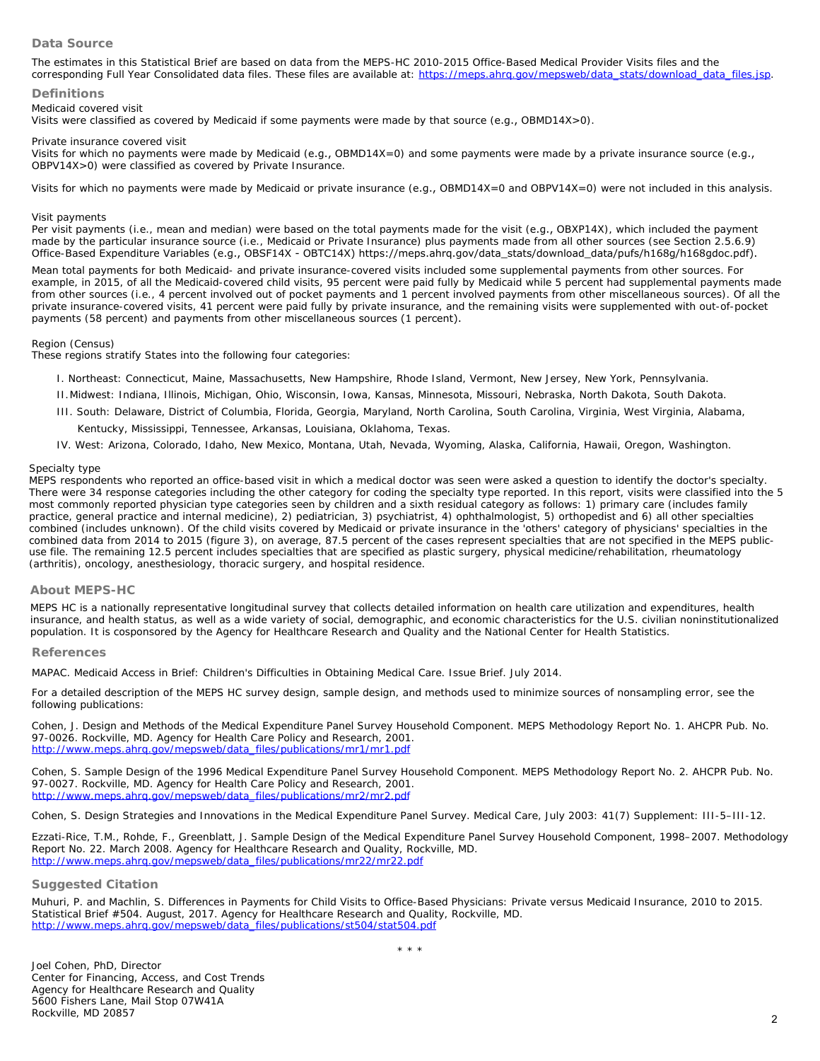## Data Source

The estimates in this Statistical Brief are based on data from the MEPS-HC 2010-2015 Office-Based Medical Provider Visits files and the corresponding Full Year Consolidated data files. These files are available at: https://meps.ahrq.gov/mepsweb/data_stats/download_data_files.jsp.

## Definitions

Medicaid covered visit
Visits were classified as covered by Medicaid if some payments were made by that source (e.g., OBMD14X>0).

Private insurance covered visit
Visits for which no payments were made by Medicaid (e.g., OBMD14X=0) and some payments were made by a private insurance source (e.g., OBPV14X>0) were classified as covered by Private Insurance.

Visits for which no payments were made by Medicaid or private insurance (e.g., OBMD14X=0 and OBPV14X=0) were not included in this analysis.

Visit payments
Per visit payments (i.e., mean and median) were based on the total payments made for the visit (e.g., OBXP14X), which included the payment made by the particular insurance source (i.e., Medicaid or Private Insurance) plus payments made from all other sources (see Section 2.5.6.9) Office-Based Expenditure Variables (e.g., OBSF14X - OBTC14X) https://meps.ahrq.gov/data_stats/download_data/pufs/h168g/h168gdoc.pdf).

Mean total payments for both Medicaid- and private insurance-covered visits included some supplemental payments from other sources. For example, in 2015, of all the Medicaid-covered child visits, 95 percent were paid fully by Medicaid while 5 percent had supplemental payments made from other sources (i.e., 4 percent involved out of pocket payments and 1 percent involved payments from other miscellaneous sources). Of all the private insurance-covered visits, 41 percent were paid fully by private insurance, and the remaining visits were supplemented with out-of-pocket payments (58 percent) and payments from other miscellaneous sources (1 percent).

Region (Census)
These regions stratify States into the following four categories:

- I. Northeast: Connecticut, Maine, Massachusetts, New Hampshire, Rhode Island, Vermont, New Jersey, New York, Pennsylvania.
- II. Midwest: Indiana, Illinois, Michigan, Ohio, Wisconsin, Iowa, Kansas, Minnesota, Missouri, Nebraska, North Dakota, South Dakota.
- III. South: Delaware, District of Columbia, Florida, Georgia, Maryland, North Carolina, South Carolina, Virginia, West Virginia, Alabama, Kentucky, Mississippi, Tennessee, Arkansas, Louisiana, Oklahoma, Texas.
- IV. West: Arizona, Colorado, Idaho, New Mexico, Montana, Utah, Nevada, Wyoming, Alaska, California, Hawaii, Oregon, Washington.

Specialty type
MEPS respondents who reported an office-based visit in which a medical doctor was seen were asked a question to identify the doctor's specialty. There were 34 response categories including the other category for coding the specialty type reported. In this report, visits were classified into the 5 most commonly reported physician type categories seen by children and a sixth residual category as follows: 1) primary care (includes family practice, general practice and internal medicine), 2) pediatrician, 3) psychiatrist, 4) ophthalmologist, 5) orthopedist and 6) all other specialties combined (includes unknown). Of the child visits covered by Medicaid or private insurance in the 'others' category of physicians' specialties in the combined data from 2014 to 2015 (figure 3), on average, 87.5 percent of the cases represent specialties that are not specified in the MEPS public-use file. The remaining 12.5 percent includes specialties that are specified as plastic surgery, physical medicine/rehabilitation, rheumatology (arthritis), oncology, anesthesiology, thoracic surgery, and hospital residence.

## About MEPS-HC

MEPS HC is a nationally representative longitudinal survey that collects detailed information on health care utilization and expenditures, health insurance, and health status, as well as a wide variety of social, demographic, and economic characteristics for the U.S. civilian noninstitutionalized population. It is cosponsored by the Agency for Healthcare Research and Quality and the National Center for Health Statistics.

## References

MAPAC. Medicaid Access in Brief: Children's Difficulties in Obtaining Medical Care. Issue Brief. July 2014.

For a detailed description of the MEPS HC survey design, sample design, and methods used to minimize sources of nonsampling error, see the following publications:

Cohen, J. Design and Methods of the Medical Expenditure Panel Survey Household Component. MEPS Methodology Report No. 1. AHCPR Pub. No. 97-0026. Rockville, MD. Agency for Health Care Policy and Research, 2001. http://www.meps.ahrq.gov/mepsweb/data_files/publications/mr1/mr1.pdf

Cohen, S. Sample Design of the 1996 Medical Expenditure Panel Survey Household Component. MEPS Methodology Report No. 2. AHCPR Pub. No. 97-0027. Rockville, MD. Agency for Health Care Policy and Research, 2001. http://www.meps.ahrq.gov/mepsweb/data_files/publications/mr2/mr2.pdf

Cohen, S. Design Strategies and Innovations in the Medical Expenditure Panel Survey. Medical Care, July 2003: 41(7) Supplement: III-5–III-12.

Ezzati-Rice, T.M., Rohde, F., Greenblatt, J. Sample Design of the Medical Expenditure Panel Survey Household Component, 1998–2007. Methodology Report No. 22. March 2008. Agency for Healthcare Research and Quality, Rockville, MD. http://www.meps.ahrq.gov/mepsweb/data_files/publications/mr22/mr22.pdf

## Suggested Citation

Muhuri, P. and Machlin, S. Differences in Payments for Child Visits to Office-Based Physicians: Private versus Medicaid Insurance, 2010 to 2015. Statistical Brief #504. August, 2017. Agency for Healthcare Research and Quality, Rockville, MD. http://www.meps.ahrq.gov/mepsweb/data_files/publications/st504/stat504.pdf

\* \* \*

Joel Cohen, PhD, Director
Center for Financing, Access, and Cost Trends
Agency for Healthcare Research and Quality
5600 Fishers Lane, Mail Stop 07W41A
Rockville, MD 20857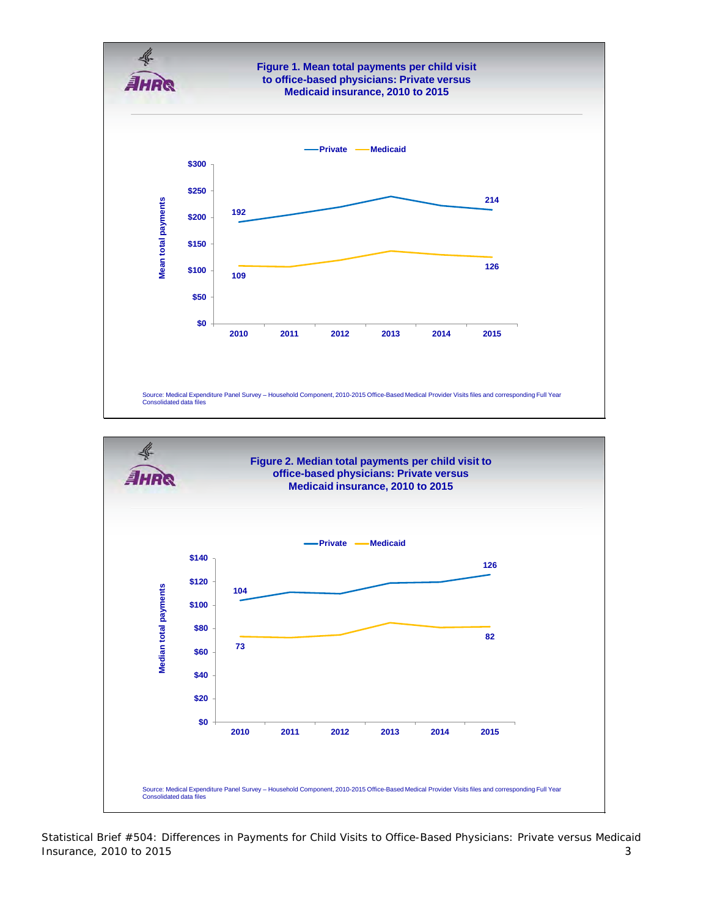**Figure 1. Mean total payments per child visit to office-based physicians: Private versus Medicaid insurance, 2010 to 2015**

Private — Medicaid

Mean total payments

$300
$250
$200
$150
$100
$50
$0

2010 2011 2012 2013 2014 2015

Private: 192 (2010), 214 (2015)

Medicaid: 109 (2010), 126 (2015)

Source: Medical Expenditure Panel Survey – Household Component, 2010-2015 Office-Based Medical Provider Visits files and corresponding Full Year Consolidated data files

**Figure 2. Median total payments per child visit to office-based physicians: Private versus Medicaid insurance, 2010 to 2015**

Private — Medicaid

Median total payments

$140
$120
$100
$80
$60
$40
$20
$0

2010 2011 2012 2013 2014 2015

Private: 104 (2010), 126 (2015)

Medicaid: 73 (2010), 82 (2015)

Source: Medical Expenditure Panel Survey – Household Component, 2010-2015 Office-Based Medical Provider Visits files and corresponding Full Year Consolidated data files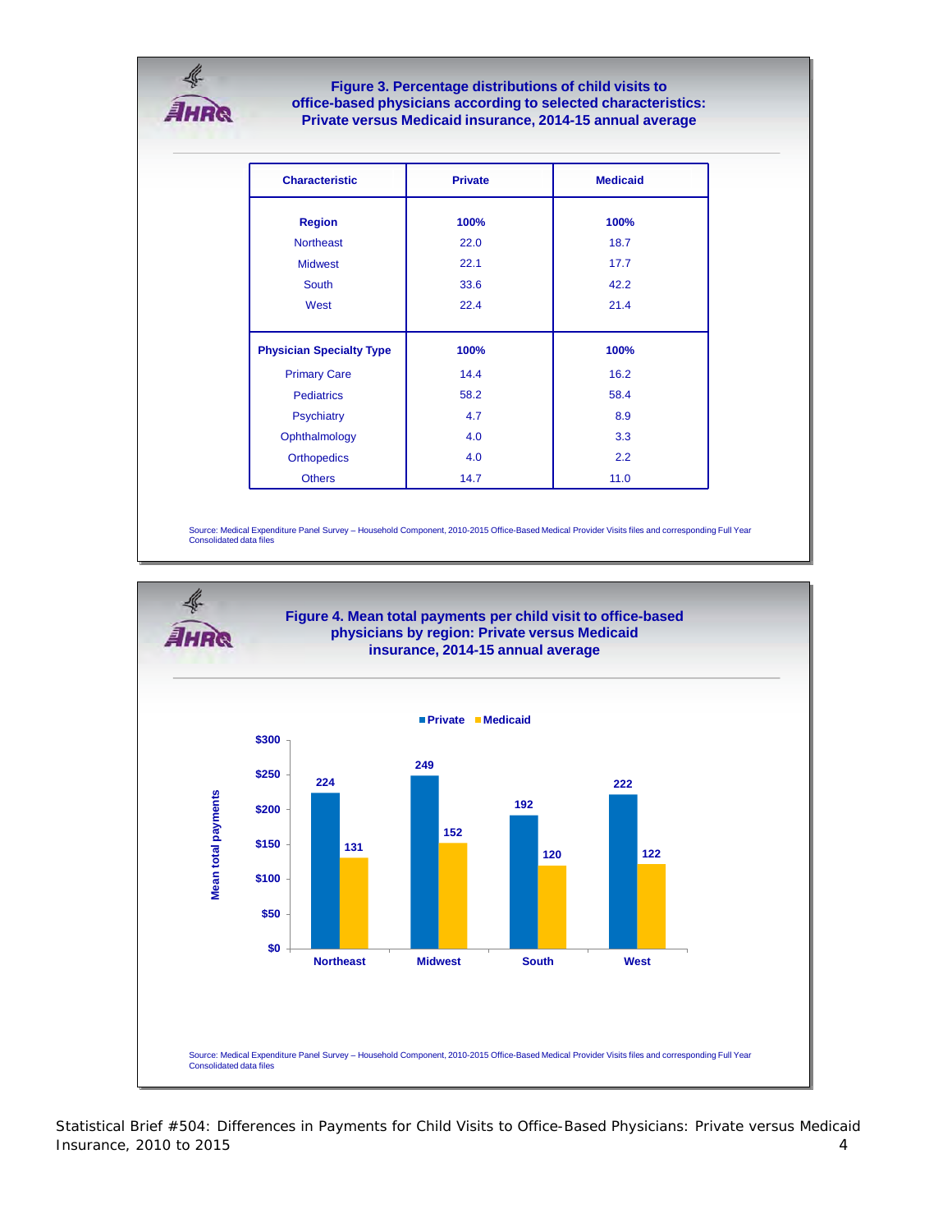## Figure 3. Percentage distributions of child visits to office-based physicians according to selected characteristics: Private versus Medicaid insurance, 2014-15 annual average

| Characteristic | Private | Medicaid |
|---|---|---|
| **Region** | **100%** | **100%** |
| Northeast | 22.0 | 18.7 |
| Midwest | 22.1 | 17.7 |
| South | 33.6 | 42.2 |
| West | 22.4 | 21.4 |
| **Physician Specialty Type** | **100%** | **100%** |
| Primary Care | 14.4 | 16.2 |
| Pediatrics | 58.2 | 58.4 |
| Psychiatry | 4.7 | 8.9 |
| Ophthalmology | 4.0 | 3.3 |
| Orthopedics | 4.0 | 2.2 |
| Others | 14.7 | 11.0 |

Source: Medical Expenditure Panel Survey – Household Component, 2010-2015 Office-Based Medical Provider Visits files and corresponding Full Year Consolidated data files

## Figure 4. Mean total payments per child visit to office-based physicians by region: Private versus Medicaid insurance, 2014-15 annual average

| Region | Private | Medicaid |
|---|---|---|
| Northeast | 224 | 131 |
| Midwest | 249 | 152 |
| South | 192 | 120 |
| West | 222 | 122 |

Source: Medical Expenditure Panel Survey – Household Component, 2010-2015 Office-Based Medical Provider Visits files and corresponding Full Year Consolidated data files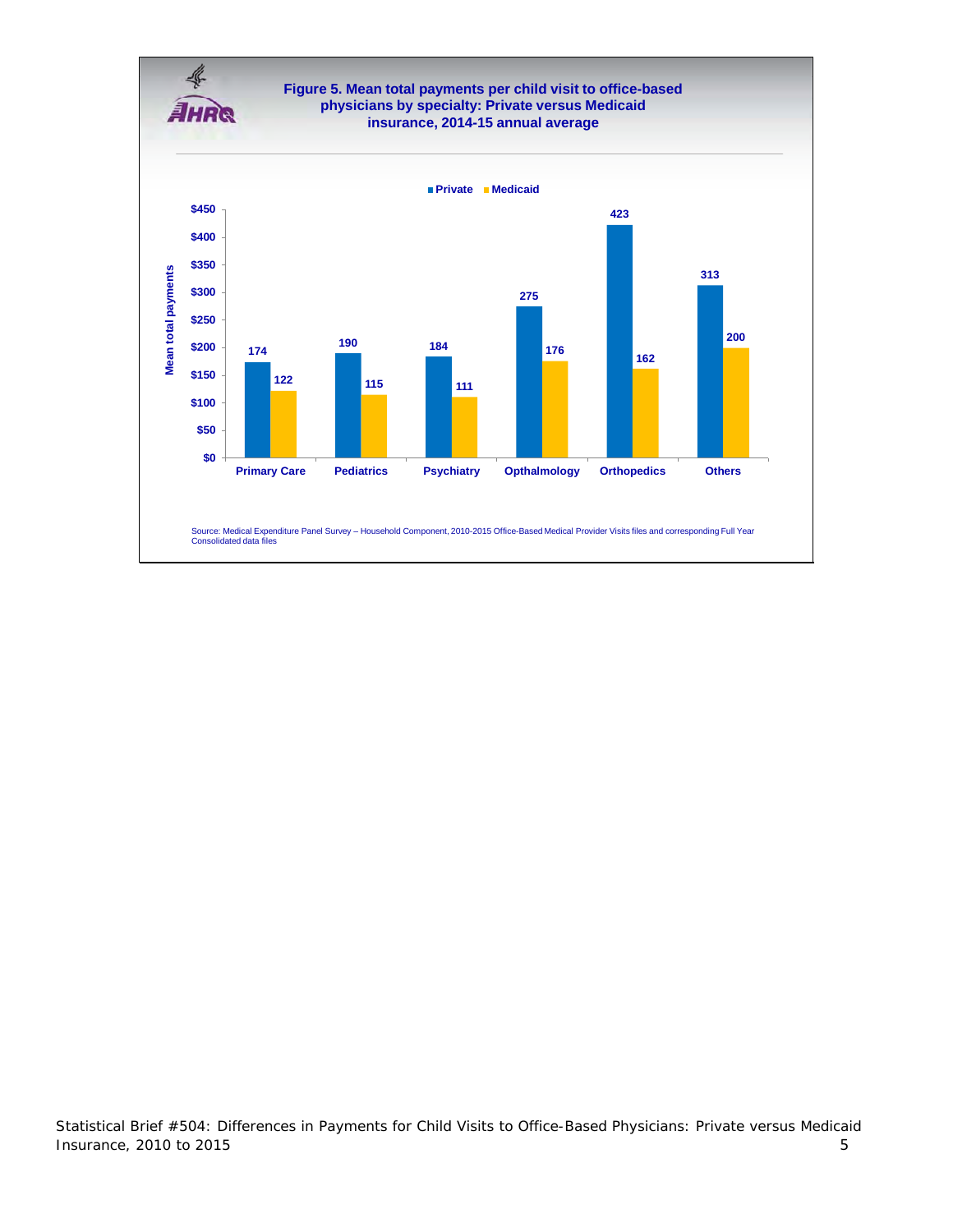**Figure 5. Mean total payments per child visit to office-based physicians by specialty: Private versus Medicaid insurance, 2014-15 annual average**

Private  Medicaid

Mean total payments

$450
$400
$350
$300
$250
$200
$150
$100
$50
$0

Primary Care: 174, 122
Pediatrics: 190, 115
Psychiatry: 184, 111
Opthalmology: 275, 176
Orthopedics: 423, 162
Others: 313, 200

Source: Medical Expenditure Panel Survey – Household Component, 2010-2015 Office-Based Medical Provider Visits files and corresponding Full Year Consolidated data files